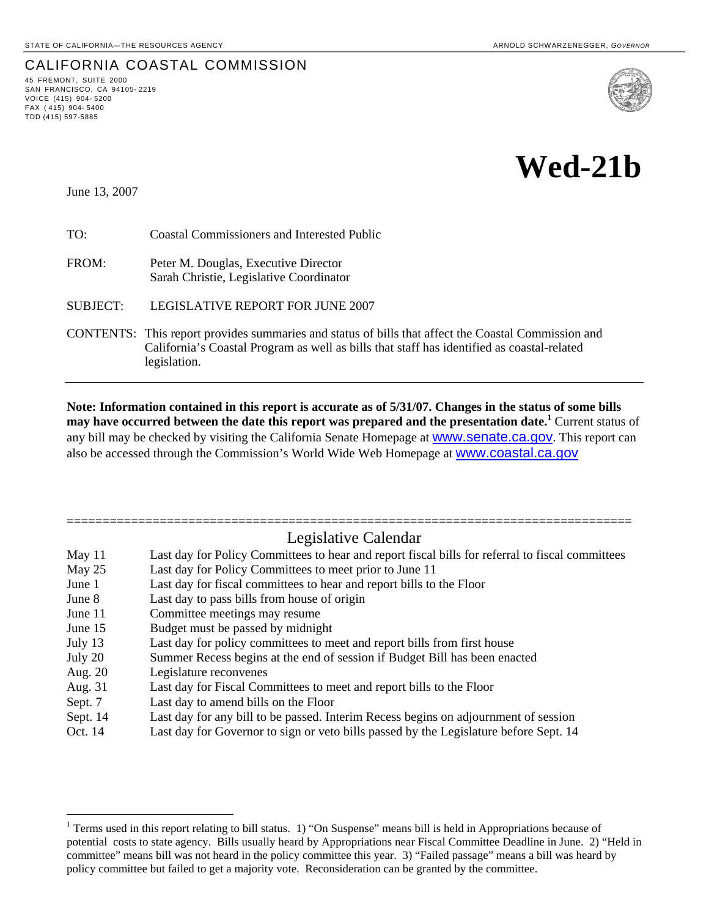STATE OF CALIFORNIA—THE RESOURCES AGENCY

ARNOLD SCHWARZENEGGER, *GOVERNOR*

# CALIFORNIA COASTAL COMMISSION

45 FREMONT, SUITE 2000
SAN FRANCISCO, CA 94105-2219
VOICE (415) 904-5200
FAX (415) 904-5400
TDD (415) 597-5885

# Wed-21b

June 13, 2007

TO: Coastal Commissioners and Interested Public

FROM: Peter M. Douglas, Executive Director
Sarah Christie, Legislative Coordinator

SUBJECT: LEGISLATIVE REPORT FOR JUNE 2007

CONTENTS: This report provides summaries and status of bills that affect the Coastal Commission and California's Coastal Program as well as bills that staff has identified as coastal-related legislation.

---

**Note: Information contained in this report is accurate as of 5/31/07. Changes in the status of some bills may have occurred between the date this report was prepared and the presentation date.[1]** Current status of any bill may be checked by visiting the California Senate Homepage at www.senate.ca.gov. This report can also be accessed through the Commission's World Wide Web Homepage at www.coastal.ca.gov

================================================================================

## Legislative Calendar

| | |
|---|---|
| May 11 | Last day for Policy Committees to hear and report fiscal bills for referral to fiscal committees |
| May 25 | Last day for Policy Committees to meet prior to June 11 |
| June 1 | Last day for fiscal committees to hear and report bills to the Floor |
| June 8 | Last day to pass bills from house of origin |
| June 11 | Committee meetings may resume |
| June 15 | Budget must be passed by midnight |
| July 13 | Last day for policy committees to meet and report bills from first house |
| July 20 | Summer Recess begins at the end of session if Budget Bill has been enacted |
| Aug. 20 | Legislature reconvenes |
| Aug. 31 | Last day for Fiscal Committees to meet and report bills to the Floor |
| Sept. 7 | Last day to amend bills on the Floor |
| Sept. 14 | Last day for any bill to be passed. Interim Recess begins on adjournment of session |
| Oct. 14 | Last day for Governor to sign or veto bills passed by the Legislature before Sept. 14 |

---

[1] Terms used in this report relating to bill status. 1) "On Suspense" means bill is held in Appropriations because of potential costs to state agency. Bills usually heard by Appropriations near Fiscal Committee Deadline in June. 2) "Held in committee" means bill was not heard in the policy committee this year. 3) "Failed passage" means a bill was heard by policy committee but failed to get a majority vote. Reconsideration can be granted by the committee.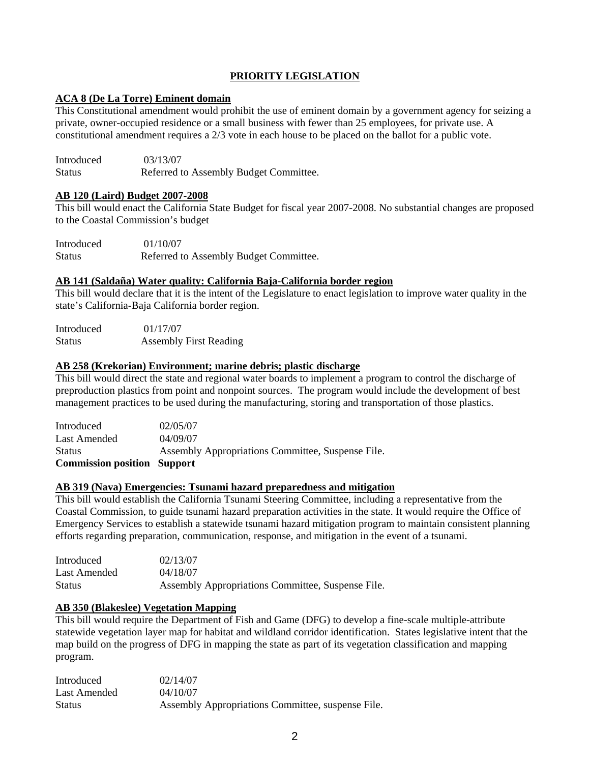## PRIORITY LEGISLATION

### ACA 8 (De La Torre) Eminent domain

This Constitutional amendment would prohibit the use of eminent domain by a government agency for seizing a private, owner-occupied residence or a small business with fewer than 25 employees, for private use. A constitutional amendment requires a 2/3 vote in each house to be placed on the ballot for a public vote.

| | |
|---|---|
| Introduced | 03/13/07 |
| Status | Referred to Assembly Budget Committee. |

### AB 120 (Laird) Budget 2007-2008

This bill would enact the California State Budget for fiscal year 2007-2008. No substantial changes are proposed to the Coastal Commission's budget

| | |
|---|---|
| Introduced | 01/10/07 |
| Status | Referred to Assembly Budget Committee. |

### AB 141 (Saldaña) Water quality: California Baja-California border region

This bill would declare that it is the intent of the Legislature to enact legislation to improve water quality in the state's California-Baja California border region.

| | |
|---|---|
| Introduced | 01/17/07 |
| Status | Assembly First Reading |

### AB 258 (Krekorian) Environment; marine debris; plastic discharge

This bill would direct the state and regional water boards to implement a program to control the discharge of preproduction plastics from point and nonpoint sources. The program would include the development of best management practices to be used during the manufacturing, storing and transportation of those plastics.

| | |
|---|---|
| Introduced | 02/05/07 |
| Last Amended | 04/09/07 |
| Status | Assembly Appropriations Committee, Suspense File. |
| **Commission position** | **Support** |

### AB 319 (Nava) Emergencies: Tsunami hazard preparedness and mitigation

This bill would establish the California Tsunami Steering Committee, including a representative from the Coastal Commission, to guide tsunami hazard preparation activities in the state. It would require the Office of Emergency Services to establish a statewide tsunami hazard mitigation program to maintain consistent planning efforts regarding preparation, communication, response, and mitigation in the event of a tsunami.

| | |
|---|---|
| Introduced | 02/13/07 |
| Last Amended | 04/18/07 |
| Status | Assembly Appropriations Committee, Suspense File. |

### AB 350 (Blakeslee) Vegetation Mapping

This bill would require the Department of Fish and Game (DFG) to develop a fine-scale multiple-attribute statewide vegetation layer map for habitat and wildland corridor identification. States legislative intent that the map build on the progress of DFG in mapping the state as part of its vegetation classification and mapping program.

| | |
|---|---|
| Introduced | 02/14/07 |
| Last Amended | 04/10/07 |
| Status | Assembly Appropriations Committee, suspense File. |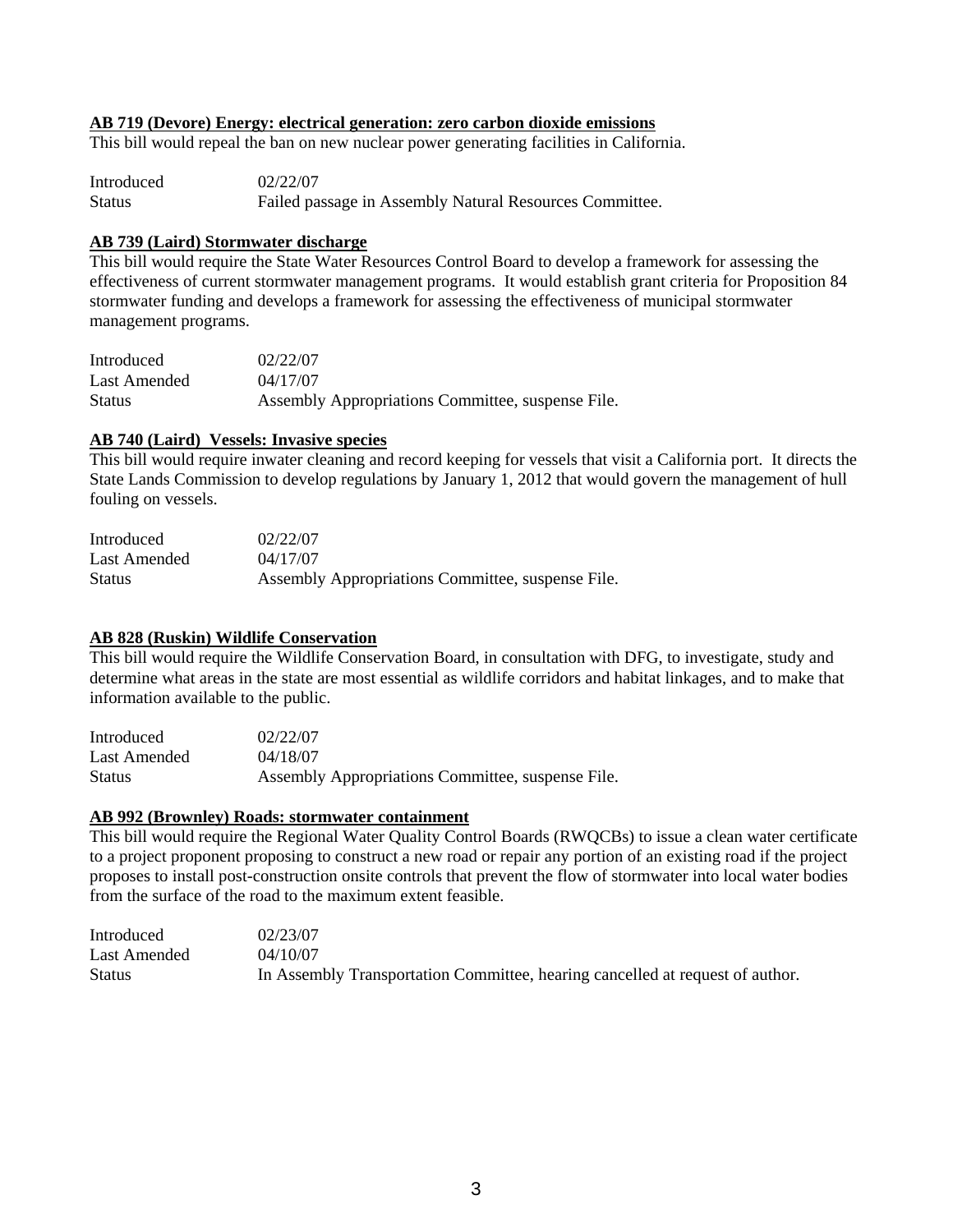**AB 719 (Devore) Energy: electrical generation: zero carbon dioxide emissions**

This bill would repeal the ban on new nuclear power generating facilities in California.

| | |
|---|---|
| Introduced | 02/22/07 |
| Status | Failed passage in Assembly Natural Resources Committee. |

**AB 739 (Laird) Stormwater discharge**

This bill would require the State Water Resources Control Board to develop a framework for assessing the effectiveness of current stormwater management programs. It would establish grant criteria for Proposition 84 stormwater funding and develops a framework for assessing the effectiveness of municipal stormwater management programs.

| | |
|---|---|
| Introduced | 02/22/07 |
| Last Amended | 04/17/07 |
| Status | Assembly Appropriations Committee, suspense File. |

**AB 740 (Laird) Vessels: Invasive species**

This bill would require inwater cleaning and record keeping for vessels that visit a California port. It directs the State Lands Commission to develop regulations by January 1, 2012 that would govern the management of hull fouling on vessels.

| | |
|---|---|
| Introduced | 02/22/07 |
| Last Amended | 04/17/07 |
| Status | Assembly Appropriations Committee, suspense File. |

**AB 828 (Ruskin) Wildlife Conservation**

This bill would require the Wildlife Conservation Board, in consultation with DFG, to investigate, study and determine what areas in the state are most essential as wildlife corridors and habitat linkages, and to make that information available to the public.

| | |
|---|---|
| Introduced | 02/22/07 |
| Last Amended | 04/18/07 |
| Status | Assembly Appropriations Committee, suspense File. |

**AB 992 (Brownley) Roads: stormwater containment**

This bill would require the Regional Water Quality Control Boards (RWQCBs) to issue a clean water certificate to a project proponent proposing to construct a new road or repair any portion of an existing road if the project proposes to install post-construction onsite controls that prevent the flow of stormwater into local water bodies from the surface of the road to the maximum extent feasible.

| | |
|---|---|
| Introduced | 02/23/07 |
| Last Amended | 04/10/07 |
| Status | In Assembly Transportation Committee, hearing cancelled at request of author. |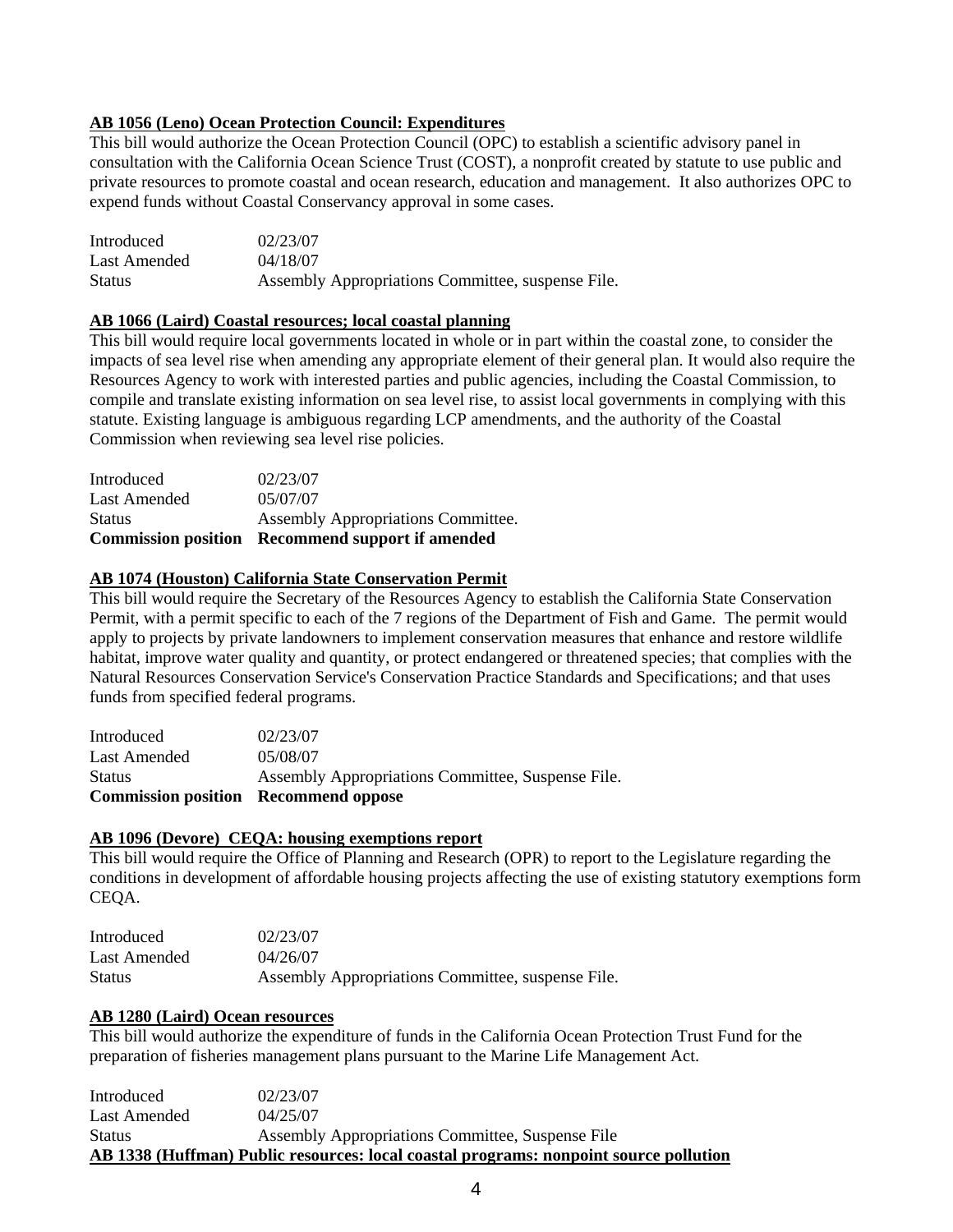**AB 1056 (Leno) Ocean Protection Council: Expenditures**

This bill would authorize the Ocean Protection Council (OPC) to establish a scientific advisory panel in consultation with the California Ocean Science Trust (COST), a nonprofit created by statute to use public and private resources to promote coastal and ocean research, education and management. It also authorizes OPC to expend funds without Coastal Conservancy approval in some cases.

| | |
|---|---|
| Introduced | 02/23/07 |
| Last Amended | 04/18/07 |
| Status | Assembly Appropriations Committee, suspense File. |

**AB 1066 (Laird) Coastal resources; local coastal planning**

This bill would require local governments located in whole or in part within the coastal zone, to consider the impacts of sea level rise when amending any appropriate element of their general plan. It would also require the Resources Agency to work with interested parties and public agencies, including the Coastal Commission, to compile and translate existing information on sea level rise, to assist local governments in complying with this statute. Existing language is ambiguous regarding LCP amendments, and the authority of the Coastal Commission when reviewing sea level rise policies.

| | |
|---|---|
| Introduced | 02/23/07 |
| Last Amended | 05/07/07 |
| Status | Assembly Appropriations Committee. |
| **Commission position** | **Recommend support if amended** |

**AB 1074 (Houston) California State Conservation Permit**

This bill would require the Secretary of the Resources Agency to establish the California State Conservation Permit, with a permit specific to each of the 7 regions of the Department of Fish and Game. The permit would apply to projects by private landowners to implement conservation measures that enhance and restore wildlife habitat, improve water quality and quantity, or protect endangered or threatened species; that complies with the Natural Resources Conservation Service's Conservation Practice Standards and Specifications; and that uses funds from specified federal programs.

| | |
|---|---|
| Introduced | 02/23/07 |
| Last Amended | 05/08/07 |
| Status | Assembly Appropriations Committee, Suspense File. |
| **Commission position** | **Recommend oppose** |

**AB 1096 (Devore) CEQA: housing exemptions report**

This bill would require the Office of Planning and Research (OPR) to report to the Legislature regarding the conditions in development of affordable housing projects affecting the use of existing statutory exemptions form CEQA.

| | |
|---|---|
| Introduced | 02/23/07 |
| Last Amended | 04/26/07 |
| Status | Assembly Appropriations Committee, suspense File. |

**AB 1280 (Laird) Ocean resources**

This bill would authorize the expenditure of funds in the California Ocean Protection Trust Fund for the preparation of fisheries management plans pursuant to the Marine Life Management Act.

| | |
|---|---|
| Introduced | 02/23/07 |
| Last Amended | 04/25/07 |
| Status | Assembly Appropriations Committee, Suspense File |

**AB 1338 (Huffman) Public resources: local coastal programs: nonpoint source pollution**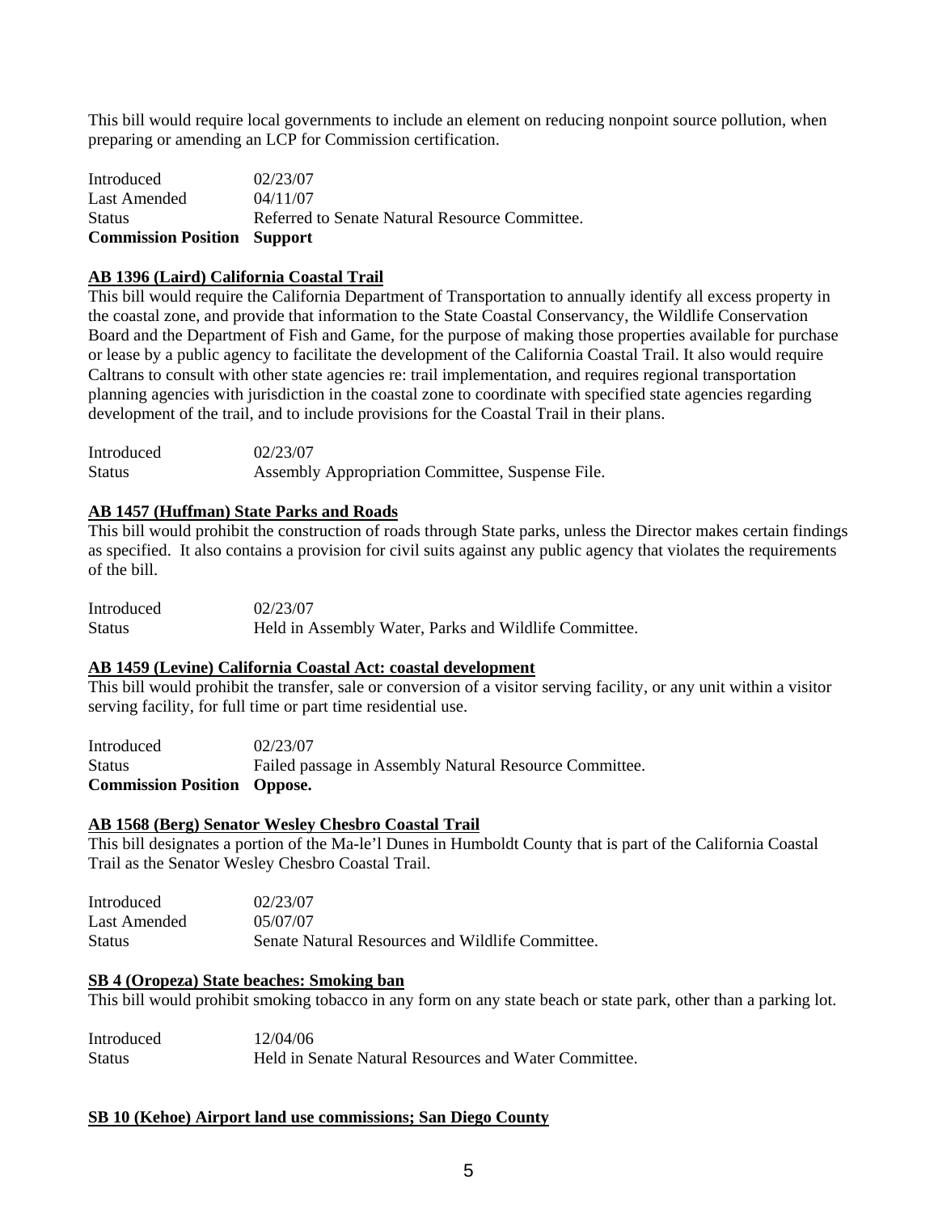This bill would require local governments to include an element on reducing nonpoint source pollution, when preparing or amending an LCP for Commission certification.

| | |
|---|---|
| Introduced | 02/23/07 |
| Last Amended | 04/11/07 |
| Status | Referred to Senate Natural Resource Committee. |
| **Commission Position** | **Support** |

**AB 1396 (Laird) California Coastal Trail**

This bill would require the California Department of Transportation to annually identify all excess property in the coastal zone, and provide that information to the State Coastal Conservancy, the Wildlife Conservation Board and the Department of Fish and Game, for the purpose of making those properties available for purchase or lease by a public agency to facilitate the development of the California Coastal Trail. It also would require Caltrans to consult with other state agencies re: trail implementation, and requires regional transportation planning agencies with jurisdiction in the coastal zone to coordinate with specified state agencies regarding development of the trail, and to include provisions for the Coastal Trail in their plans.

| | |
|---|---|
| Introduced | 02/23/07 |
| Status | Assembly Appropriation Committee, Suspense File. |

**AB 1457 (Huffman) State Parks and Roads**

This bill would prohibit the construction of roads through State parks, unless the Director makes certain findings as specified. It also contains a provision for civil suits against any public agency that violates the requirements of the bill.

| | |
|---|---|
| Introduced | 02/23/07 |
| Status | Held in Assembly Water, Parks and Wildlife Committee. |

**AB 1459 (Levine) California Coastal Act: coastal development**

This bill would prohibit the transfer, sale or conversion of a visitor serving facility, or any unit within a visitor serving facility, for full time or part time residential use.

| | |
|---|---|
| Introduced | 02/23/07 |
| Status | Failed passage in Assembly Natural Resource Committee. |
| **Commission Position** | **Oppose.** |

**AB 1568 (Berg) Senator Wesley Chesbro Coastal Trail**

This bill designates a portion of the Ma-le'l Dunes in Humboldt County that is part of the California Coastal Trail as the Senator Wesley Chesbro Coastal Trail.

| | |
|---|---|
| Introduced | 02/23/07 |
| Last Amended | 05/07/07 |
| Status | Senate Natural Resources and Wildlife Committee. |

**SB 4 (Oropeza) State beaches: Smoking ban**

This bill would prohibit smoking tobacco in any form on any state beach or state park, other than a parking lot.

| | |
|---|---|
| Introduced | 12/04/06 |
| Status | Held in Senate Natural Resources and Water Committee. |

**SB 10 (Kehoe) Airport land use commissions; San Diego County**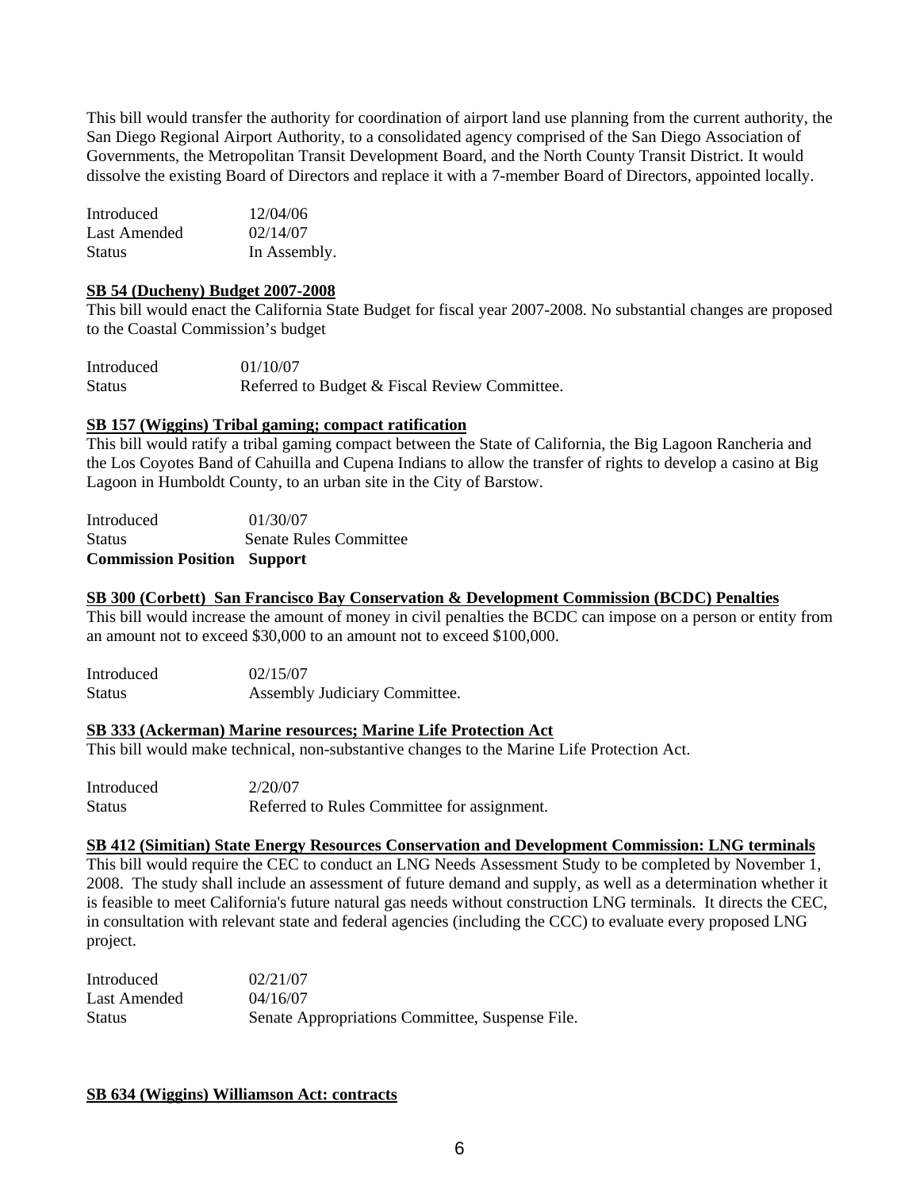This bill would transfer the authority for coordination of airport land use planning from the current authority, the San Diego Regional Airport Authority, to a consolidated agency comprised of the San Diego Association of Governments, the Metropolitan Transit Development Board, and the North County Transit District. It would dissolve the existing Board of Directors and replace it with a 7-member Board of Directors, appointed locally.

Introduced 12/04/06
Last Amended 02/14/07
Status In Assembly.

**SB 54 (Ducheny) Budget 2007-2008**

This bill would enact the California State Budget for fiscal year 2007-2008. No substantial changes are proposed to the Coastal Commission's budget

Introduced 01/10/07
Status Referred to Budget & Fiscal Review Committee.

**SB 157 (Wiggins) Tribal gaming; compact ratification**

This bill would ratify a tribal gaming compact between the State of California, the Big Lagoon Rancheria and the Los Coyotes Band of Cahuilla and Cupena Indians to allow the transfer of rights to develop a casino at Big Lagoon in Humboldt County, to an urban site in the City of Barstow.

Introduced 01/30/07
Status Senate Rules Committee
**Commission Position Support**

**SB 300 (Corbett) San Francisco Bay Conservation & Development Commission (BCDC) Penalties**

This bill would increase the amount of money in civil penalties the BCDC can impose on a person or entity from an amount not to exceed $30,000 to an amount not to exceed $100,000.

Introduced 02/15/07
Status Assembly Judiciary Committee.

**SB 333 (Ackerman) Marine resources; Marine Life Protection Act**

This bill would make technical, non-substantive changes to the Marine Life Protection Act.

Introduced 2/20/07
Status Referred to Rules Committee for assignment.

**SB 412 (Simitian) State Energy Resources Conservation and Development Commission: LNG terminals**

This bill would require the CEC to conduct an LNG Needs Assessment Study to be completed by November 1, 2008. The study shall include an assessment of future demand and supply, as well as a determination whether it is feasible to meet California's future natural gas needs without construction LNG terminals. It directs the CEC, in consultation with relevant state and federal agencies (including the CCC) to evaluate every proposed LNG project.

Introduced 02/21/07
Last Amended 04/16/07
Status Senate Appropriations Committee, Suspense File.

**SB 634 (Wiggins) Williamson Act: contracts**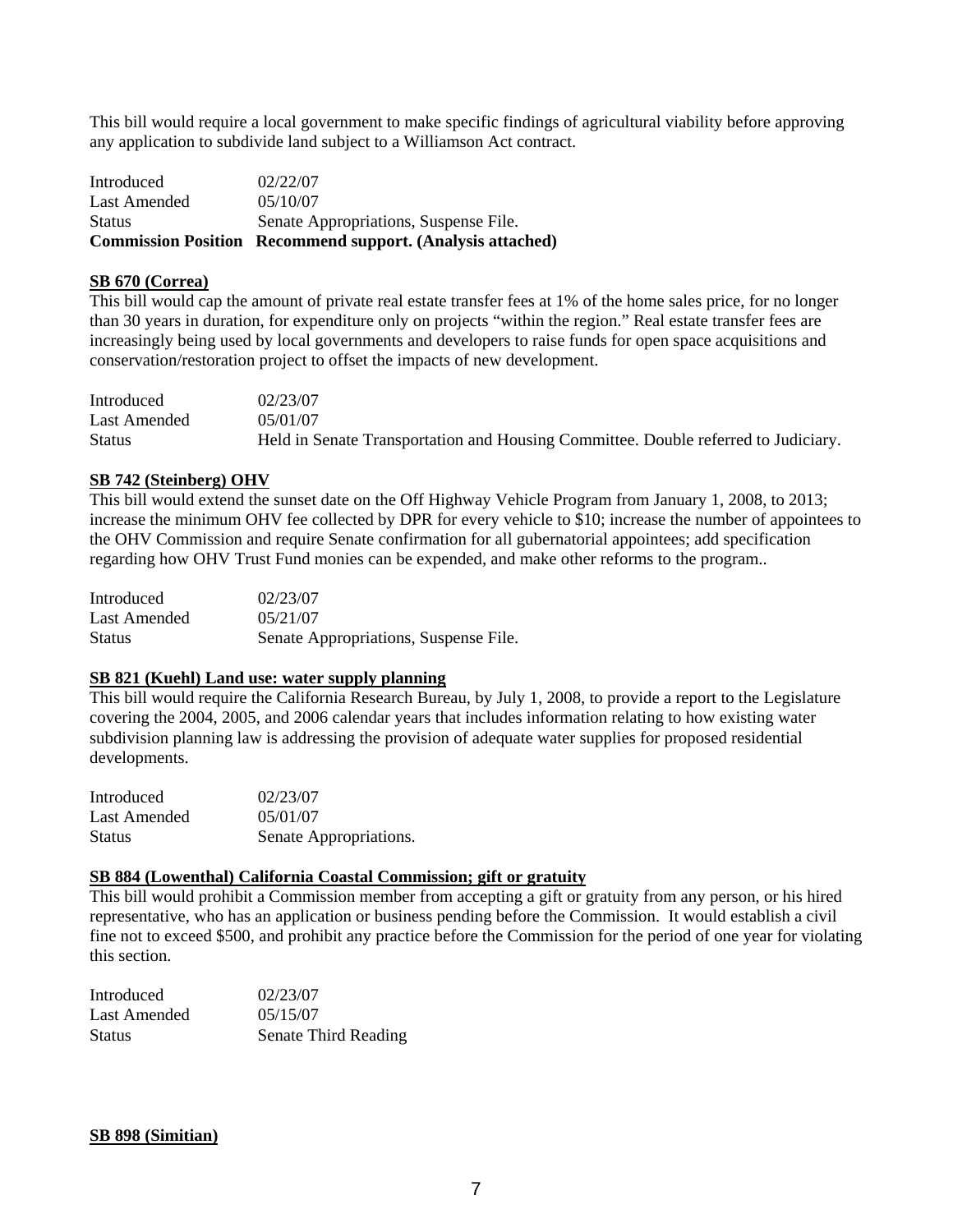This bill would require a local government to make specific findings of agricultural viability before approving any application to subdivide land subject to a Williamson Act contract.

| | |
|---|---|
| Introduced | 02/22/07 |
| Last Amended | 05/10/07 |
| Status | Senate Appropriations, Suspense File. |
| **Commission Position** | **Recommend support. (Analysis attached)** |

**SB 670 (Correa)**

This bill would cap the amount of private real estate transfer fees at 1% of the home sales price, for no longer than 30 years in duration, for expenditure only on projects "within the region." Real estate transfer fees are increasingly being used by local governments and developers to raise funds for open space acquisitions and conservation/restoration project to offset the impacts of new development.

| | |
|---|---|
| Introduced | 02/23/07 |
| Last Amended | 05/01/07 |
| Status | Held in Senate Transportation and Housing Committee. Double referred to Judiciary. |

**SB 742 (Steinberg) OHV**

This bill would extend the sunset date on the Off Highway Vehicle Program from January 1, 2008, to 2013; increase the minimum OHV fee collected by DPR for every vehicle to $10; increase the number of appointees to the OHV Commission and require Senate confirmation for all gubernatorial appointees; add specification regarding how OHV Trust Fund monies can be expended, and make other reforms to the program..

| | |
|---|---|
| Introduced | 02/23/07 |
| Last Amended | 05/21/07 |
| Status | Senate Appropriations, Suspense File. |

**SB 821 (Kuehl) Land use: water supply planning**

This bill would require the California Research Bureau, by July 1, 2008, to provide a report to the Legislature covering the 2004, 2005, and 2006 calendar years that includes information relating to how existing water subdivision planning law is addressing the provision of adequate water supplies for proposed residential developments.

| | |
|---|---|
| Introduced | 02/23/07 |
| Last Amended | 05/01/07 |
| Status | Senate Appropriations. |

**SB 884 (Lowenthal) California Coastal Commission; gift or gratuity**

This bill would prohibit a Commission member from accepting a gift or gratuity from any person, or his hired representative, who has an application or business pending before the Commission. It would establish a civil fine not to exceed $500, and prohibit any practice before the Commission for the period of one year for violating this section.

| | |
|---|---|
| Introduced | 02/23/07 |
| Last Amended | 05/15/07 |
| Status | Senate Third Reading |

**SB 898 (Simitian)**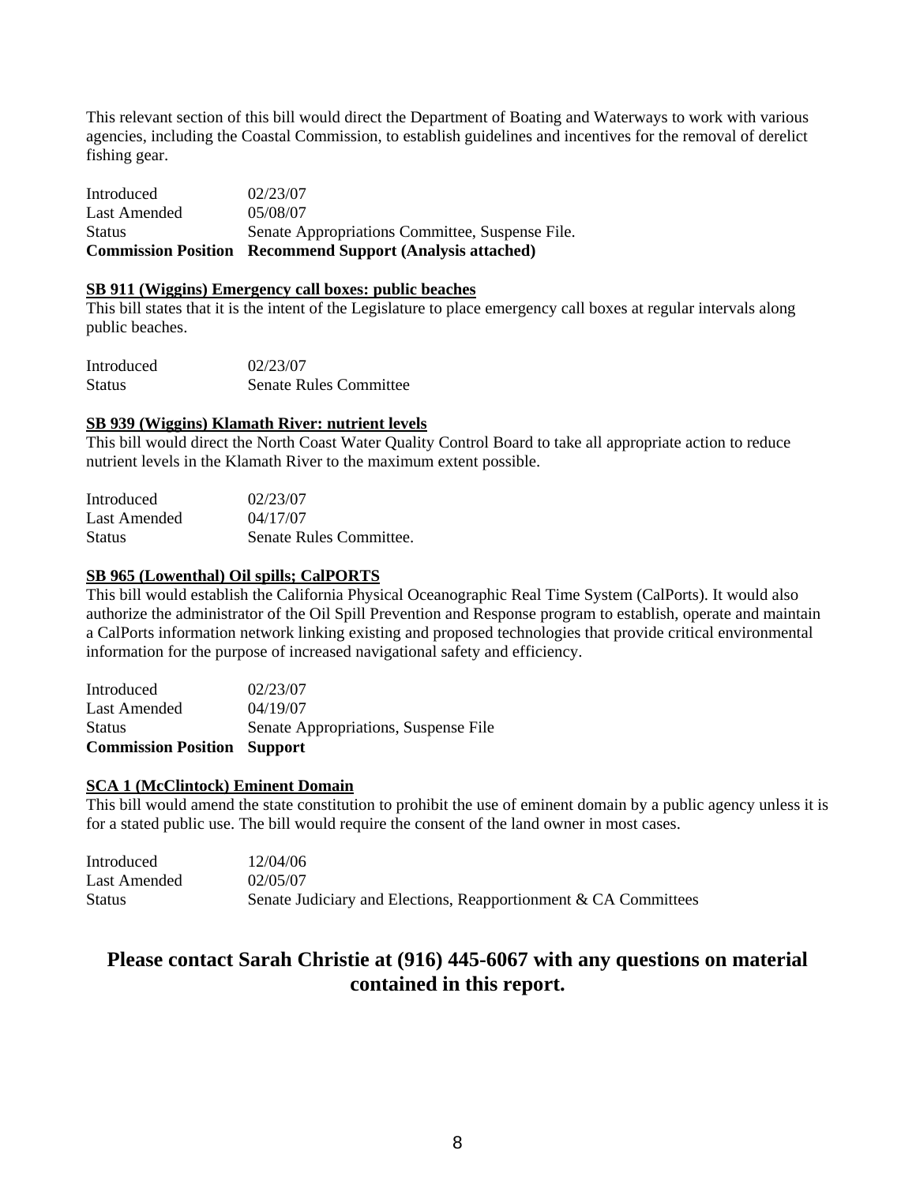This relevant section of this bill would direct the Department of Boating and Waterways to work with various agencies, including the Coastal Commission, to establish guidelines and incentives for the removal of derelict fishing gear.

| | |
|---|---|
| Introduced | 02/23/07 |
| Last Amended | 05/08/07 |
| Status | Senate Appropriations Committee, Suspense File. |
| **Commission Position** | **Recommend Support (Analysis attached)** |

**SB 911 (Wiggins) Emergency call boxes: public beaches**

This bill states that it is the intent of the Legislature to place emergency call boxes at regular intervals along public beaches.

| | |
|---|---|
| Introduced | 02/23/07 |
| Status | Senate Rules Committee |

**SB 939 (Wiggins) Klamath River: nutrient levels**

This bill would direct the North Coast Water Quality Control Board to take all appropriate action to reduce nutrient levels in the Klamath River to the maximum extent possible.

| | |
|---|---|
| Introduced | 02/23/07 |
| Last Amended | 04/17/07 |
| Status | Senate Rules Committee. |

**SB 965 (Lowenthal) Oil spills; CalPORTS**

This bill would establish the California Physical Oceanographic Real Time System (CalPorts). It would also authorize the administrator of the Oil Spill Prevention and Response program to establish, operate and maintain a CalPorts information network linking existing and proposed technologies that provide critical environmental information for the purpose of increased navigational safety and efficiency.

| | |
|---|---|
| Introduced | 02/23/07 |
| Last Amended | 04/19/07 |
| Status | Senate Appropriations, Suspense File |
| **Commission Position** | **Support** |

**SCA 1 (McClintock) Eminent Domain**

This bill would amend the state constitution to prohibit the use of eminent domain by a public agency unless it is for a stated public use. The bill would require the consent of the land owner in most cases.

| | |
|---|---|
| Introduced | 12/04/06 |
| Last Amended | 02/05/07 |
| Status | Senate Judiciary and Elections, Reapportionment & CA Committees |

## Please contact Sarah Christie at (916) 445-6067 with any questions on material contained in this report.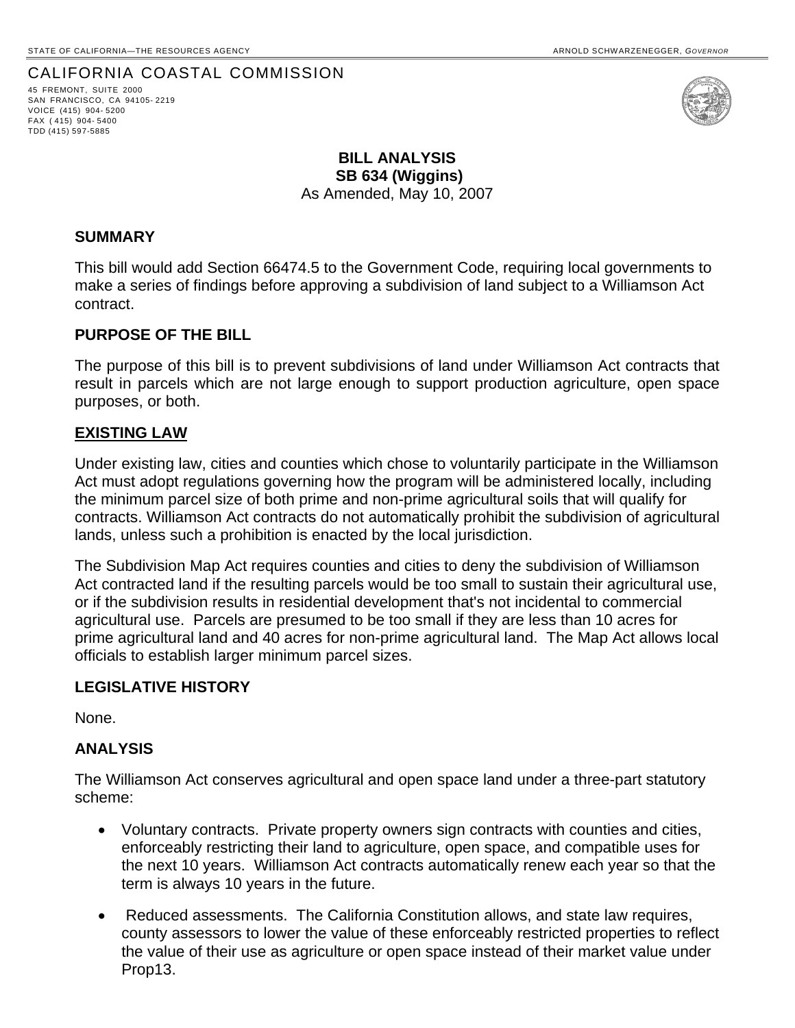STATE OF CALIFORNIA—THE RESOURCES AGENCY ARNOLD SCHWARZENEGGER, *GOVERNOR*

CALIFORNIA COASTAL COMMISSION
45 FREMONT, SUITE 2000
SAN FRANCISCO, CA 94105-2219
VOICE (415) 904-5200
FAX (415) 904-5400
TDD (415) 597-5885

**BILL ANALYSIS**
**SB 634 (Wiggins)**
As Amended, May 10, 2007

### SUMMARY

This bill would add Section 66474.5 to the Government Code, requiring local governments to make a series of findings before approving a subdivision of land subject to a Williamson Act contract.

### PURPOSE OF THE BILL

The purpose of this bill is to prevent subdivisions of land under Williamson Act contracts that result in parcels which are not large enough to support production agriculture, open space purposes, or both.

### EXISTING LAW

Under existing law, cities and counties which chose to voluntarily participate in the Williamson Act must adopt regulations governing how the program will be administered locally, including the minimum parcel size of both prime and non-prime agricultural soils that will qualify for contracts. Williamson Act contracts do not automatically prohibit the subdivision of agricultural lands, unless such a prohibition is enacted by the local jurisdiction.

The Subdivision Map Act requires counties and cities to deny the subdivision of Williamson Act contracted land if the resulting parcels would be too small to sustain their agricultural use, or if the subdivision results in residential development that's not incidental to commercial agricultural use. Parcels are presumed to be too small if they are less than 10 acres for prime agricultural land and 40 acres for non-prime agricultural land. The Map Act allows local officials to establish larger minimum parcel sizes.

### LEGISLATIVE HISTORY

None.

### ANALYSIS

The Williamson Act conserves agricultural and open space land under a three-part statutory scheme:

- Voluntary contracts. Private property owners sign contracts with counties and cities, enforceably restricting their land to agriculture, open space, and compatible uses for the next 10 years. Williamson Act contracts automatically renew each year so that the term is always 10 years in the future.
- Reduced assessments. The California Constitution allows, and state law requires, county assessors to lower the value of these enforceably restricted properties to reflect the value of their use as agriculture or open space instead of their market value under Prop13.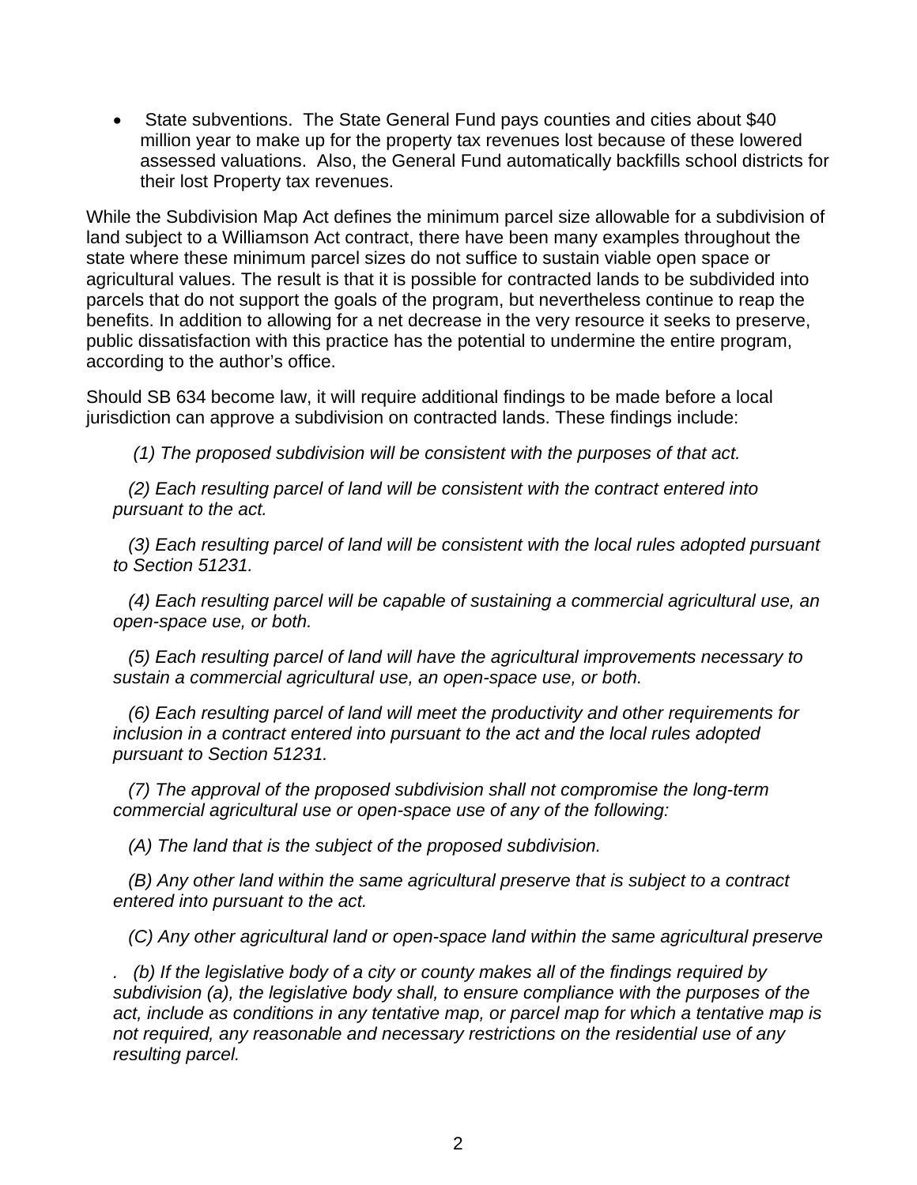- State subventions. The State General Fund pays counties and cities about $40 million year to make up for the property tax revenues lost because of these lowered assessed valuations. Also, the General Fund automatically backfills school districts for their lost Property tax revenues.

While the Subdivision Map Act defines the minimum parcel size allowable for a subdivision of land subject to a Williamson Act contract, there have been many examples throughout the state where these minimum parcel sizes do not suffice to sustain viable open space or agricultural values. The result is that it is possible for contracted lands to be subdivided into parcels that do not support the goals of the program, but nevertheless continue to reap the benefits. In addition to allowing for a net decrease in the very resource it seeks to preserve, public dissatisfaction with this practice has the potential to undermine the entire program, according to the author's office.

Should SB 634 become law, it will require additional findings to be made before a local jurisdiction can approve a subdivision on contracted lands. These findings include:

*(1) The proposed subdivision will be consistent with the purposes of that act.*

*(2) Each resulting parcel of land will be consistent with the contract entered into pursuant to the act.*

*(3) Each resulting parcel of land will be consistent with the local rules adopted pursuant to Section 51231.*

*(4) Each resulting parcel will be capable of sustaining a commercial agricultural use, an open-space use, or both.*

*(5) Each resulting parcel of land will have the agricultural improvements necessary to sustain a commercial agricultural use, an open-space use, or both.*

*(6) Each resulting parcel of land will meet the productivity and other requirements for inclusion in a contract entered into pursuant to the act and the local rules adopted pursuant to Section 51231.*

*(7) The approval of the proposed subdivision shall not compromise the long-term commercial agricultural use or open-space use of any of the following:*

*(A) The land that is the subject of the proposed subdivision.*

*(B) Any other land within the same agricultural preserve that is subject to a contract entered into pursuant to the act.*

*(C) Any other agricultural land or open-space land within the same agricultural preserve*

*. (b) If the legislative body of a city or county makes all of the findings required by subdivision (a), the legislative body shall, to ensure compliance with the purposes of the act, include as conditions in any tentative map, or parcel map for which a tentative map is not required, any reasonable and necessary restrictions on the residential use of any resulting parcel.*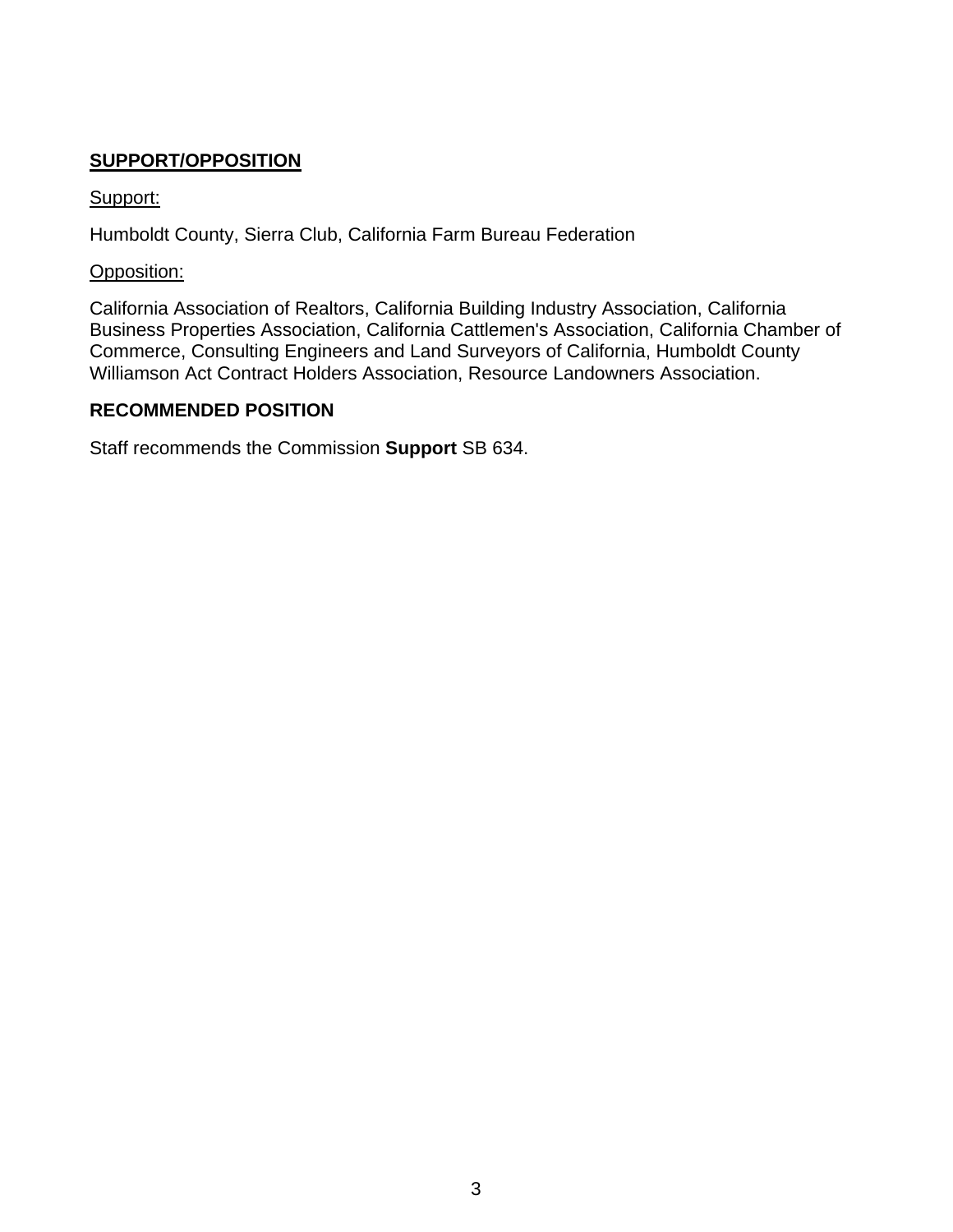## **SUPPORT/OPPOSITION**

Support:

Humboldt County, Sierra Club, California Farm Bureau Federation

Opposition:

California Association of Realtors, California Building Industry Association, California Business Properties Association, California Cattlemen's Association, California Chamber of Commerce, Consulting Engineers and Land Surveyors of California, Humboldt County Williamson Act Contract Holders Association, Resource Landowners Association.

## RECOMMENDED POSITION

Staff recommends the Commission **Support** SB 634.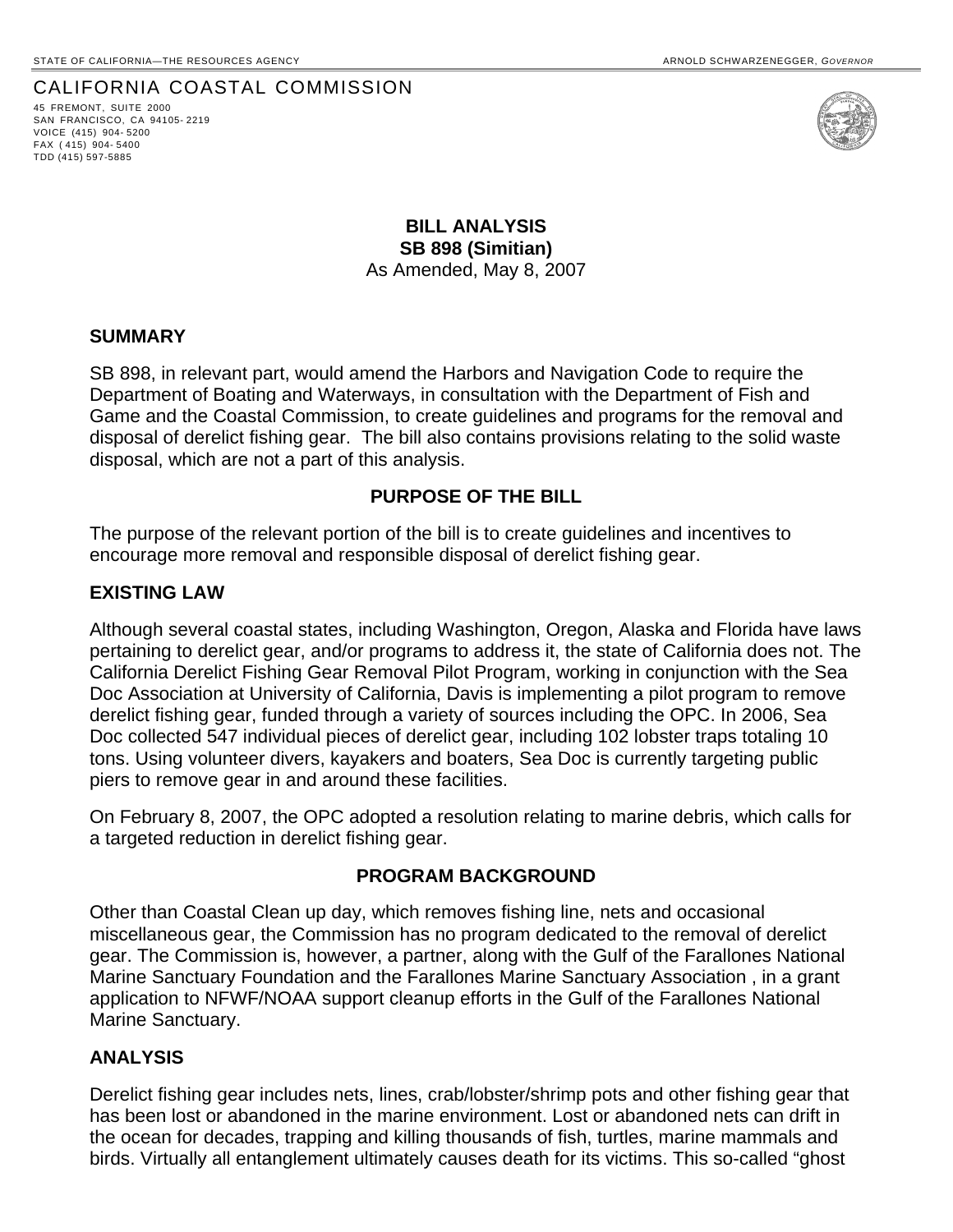STATE OF CALIFORNIA—THE RESOURCES AGENCY ARNOLD SCHWARZENEGGER, *GOVERNOR*

CALIFORNIA COASTAL COMMISSION
45 FREMONT, SUITE 2000
SAN FRANCISCO, CA 94105-2219
VOICE (415) 904-5200
FAX (415) 904-5400
TDD (415) 597-5885

**BILL ANALYSIS**
**SB 898 (Simitian)**
As Amended, May 8, 2007

## SUMMARY

SB 898, in relevant part, would amend the Harbors and Navigation Code to require the Department of Boating and Waterways, in consultation with the Department of Fish and Game and the Coastal Commission, to create guidelines and programs for the removal and disposal of derelict fishing gear. The bill also contains provisions relating to the solid waste disposal, which are not a part of this analysis.

## PURPOSE OF THE BILL

The purpose of the relevant portion of the bill is to create guidelines and incentives to encourage more removal and responsible disposal of derelict fishing gear.

## EXISTING LAW

Although several coastal states, including Washington, Oregon, Alaska and Florida have laws pertaining to derelict gear, and/or programs to address it, the state of California does not. The California Derelict Fishing Gear Removal Pilot Program, working in conjunction with the Sea Doc Association at University of California, Davis is implementing a pilot program to remove derelict fishing gear, funded through a variety of sources including the OPC. In 2006, Sea Doc collected 547 individual pieces of derelict gear, including 102 lobster traps totaling 10 tons. Using volunteer divers, kayakers and boaters, Sea Doc is currently targeting public piers to remove gear in and around these facilities.

On February 8, 2007, the OPC adopted a resolution relating to marine debris, which calls for a targeted reduction in derelict fishing gear.

## PROGRAM BACKGROUND

Other than Coastal Clean up day, which removes fishing line, nets and occasional miscellaneous gear, the Commission has no program dedicated to the removal of derelict gear. The Commission is, however, a partner, along with the Gulf of the Farallones National Marine Sanctuary Foundation and the Farallones Marine Sanctuary Association , in a grant application to NFWF/NOAA support cleanup efforts in the Gulf of the Farallones National Marine Sanctuary.

## ANALYSIS

Derelict fishing gear includes nets, lines, crab/lobster/shrimp pots and other fishing gear that has been lost or abandoned in the marine environment. Lost or abandoned nets can drift in the ocean for decades, trapping and killing thousands of fish, turtles, marine mammals and birds. Virtually all entanglement ultimately causes death for its victims. This so-called "ghost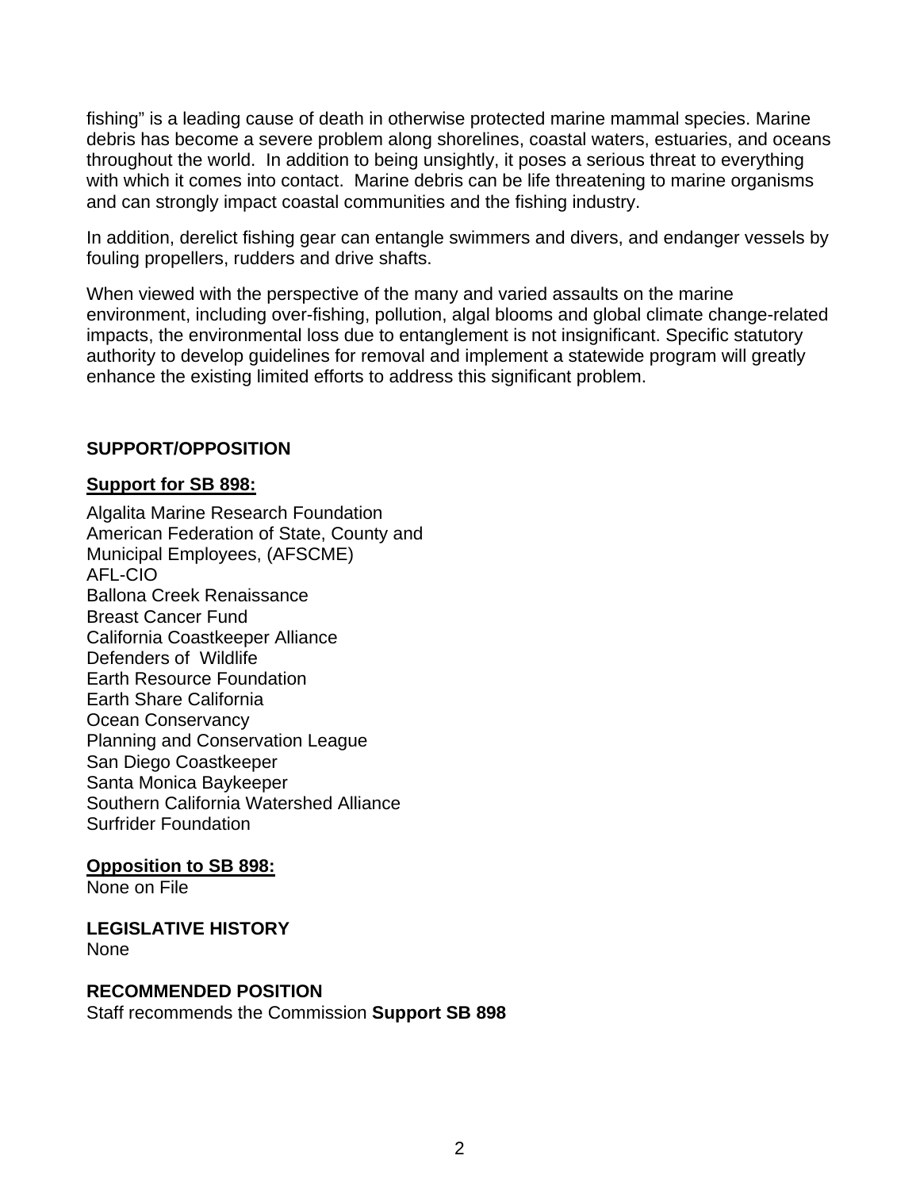fishing" is a leading cause of death in otherwise protected marine mammal species. Marine debris has become a severe problem along shorelines, coastal waters, estuaries, and oceans throughout the world. In addition to being unsightly, it poses a serious threat to everything with which it comes into contact. Marine debris can be life threatening to marine organisms and can strongly impact coastal communities and the fishing industry.

In addition, derelict fishing gear can entangle swimmers and divers, and endanger vessels by fouling propellers, rudders and drive shafts.

When viewed with the perspective of the many and varied assaults on the marine environment, including over-fishing, pollution, algal blooms and global climate change-related impacts, the environmental loss due to entanglement is not insignificant. Specific statutory authority to develop guidelines for removal and implement a statewide program will greatly enhance the existing limited efforts to address this significant problem.

**SUPPORT/OPPOSITION**

**Support for SB 898:**

Algalita Marine Research Foundation
American Federation of State, County and Municipal Employees, (AFSCME)
AFL-CIO
Ballona Creek Renaissance
Breast Cancer Fund
California Coastkeeper Alliance
Defenders of Wildlife
Earth Resource Foundation
Earth Share California
Ocean Conservancy
Planning and Conservation League
San Diego Coastkeeper
Santa Monica Baykeeper
Southern California Watershed Alliance
Surfrider Foundation

**Opposition to SB 898:**
None on File

**LEGISLATIVE HISTORY**
None

**RECOMMENDED POSITION**
Staff recommends the Commission **Support SB 898**